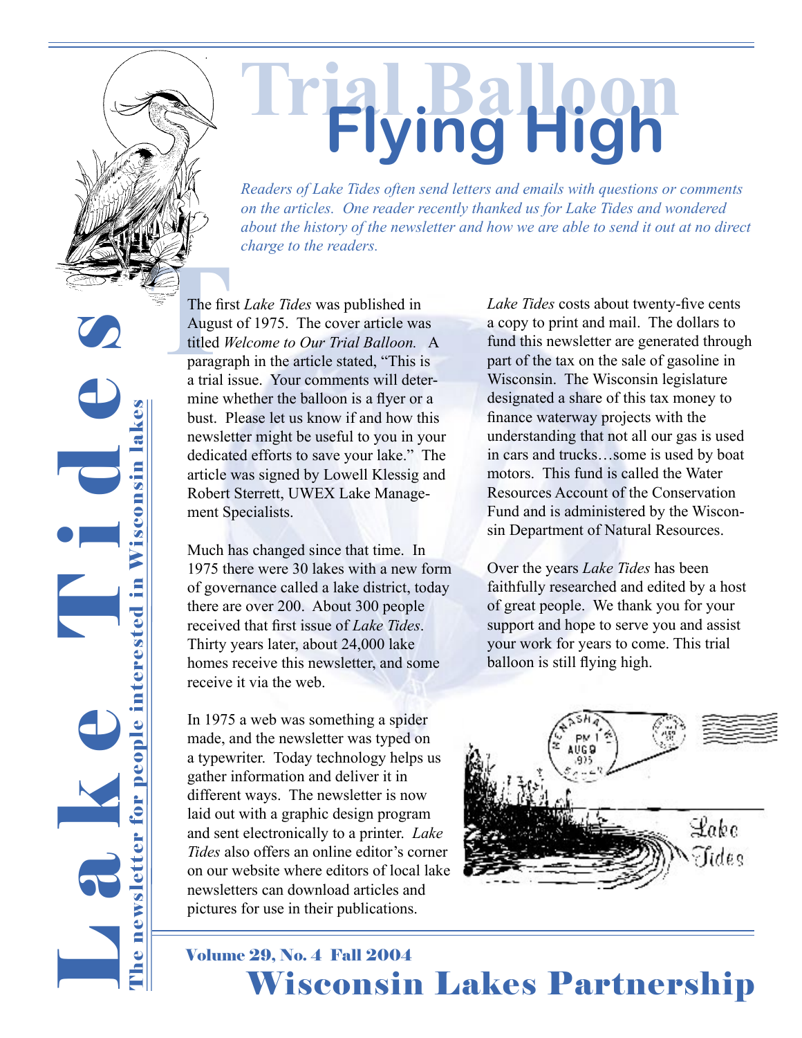# Lake Tides

The newsletter for people interested in Wisconsin lakes

# Trial Balloon Flying High

*Readers of Lake Tides often send letters and emails with questions or comments on the articles. One reader recently thanked us for Lake Tides and wondered about the history of the newsletter and how we are able to send it out at no direct charge to the readers.*

The first *Lake Tides* was published in August of 1975. The cover article was titled *Welcome to Our Trial Balloon.* A paragraph in the article stated, "This is a trial issue. Your comments will determine whether the balloon is a flyer or a bust. Please let us know if and how this newsletter might be useful to you in your dedicated efforts to save your lake." The article was signed by Lowell Klessig and Robert Sterrett, UWEX Lake Management Specialists.

Much has changed since that time. In 1975 there were 30 lakes with a new form of governance called a lake district, today there are over 200. About 300 people received that first issue of *Lake Tides*. Thirty years later, about 24,000 lake homes receive this newsletter, and some receive it via the web.

In 1975 a web was something a spider made, and the newsletter was typed on a typewriter. Today technology helps us gather information and deliver it in different ways. The newsletter is now laid out with a graphic design program and sent electronically to a printer. *Lake Tides* also offers an online editor's corner on our website where editors of local lake newsletters can download articles and pictures for use in their publications.

*Lake Tides* costs about twenty-five cents a copy to print and mail. The dollars to fund this newsletter are generated through part of the tax on the sale of gasoline in Wisconsin. The Wisconsin legislature designated a share of this tax money to finance waterway projects with the understanding that not all our gas is used in cars and trucks…some is used by boat motors. This fund is called the Water Resources Account of the Conservation Fund and is administered by the Wisconsin Department of Natural Resources.

Over the years *Lake Tides* has been faithfully researched and edited by a host of great people. We thank you for your support and hope to serve you and assist your work for years to come. This trial balloon is still flying high.

**Volume 29, No. 4 Fall 2004**

**Wisconsin Lakes Partnership**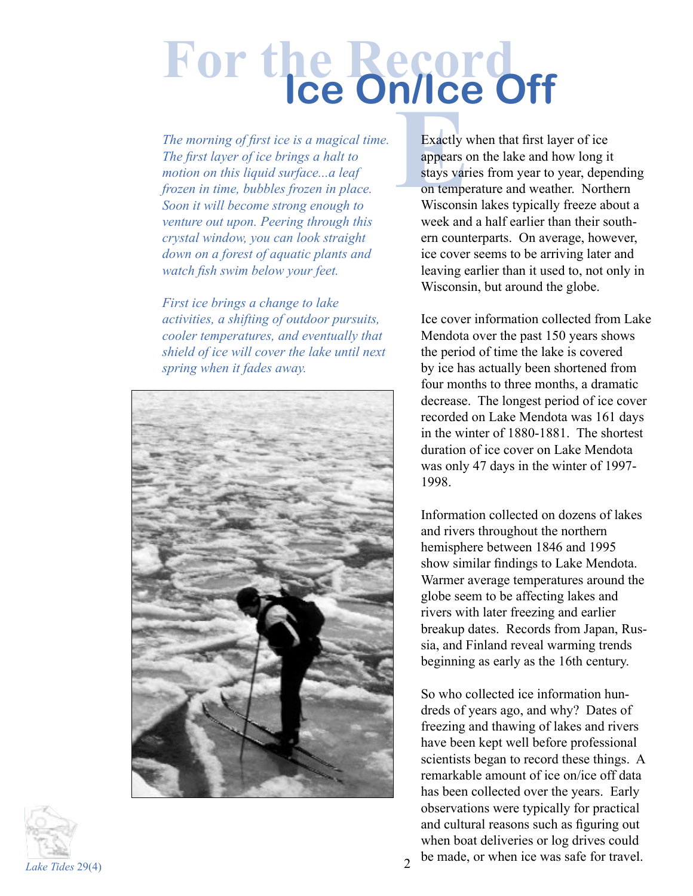# For the Record
## Ice On/Ice Off

*The morning of first ice is a magical time. The first layer of ice brings a halt to motion on this liquid surface...a leaf frozen in time, bubbles frozen in place. Soon it will become strong enough to venture out upon. Peering through this crystal window, you can look straight down on a forest of aquatic plants and watch fish swim below your feet.*

*First ice brings a change to lake activities, a shifting of outdoor pursuits, cooler temperatures, and eventually that shield of ice will cover the lake until next spring when it fades away.*

Exactly when that first layer of ice appears on the lake and how long it stays varies from year to year, depending on temperature and weather. Northern Wisconsin lakes typically freeze about a week and a half earlier than their southern counterparts. On average, however, ice cover seems to be arriving later and leaving earlier than it used to, not only in Wisconsin, but around the globe.

Ice cover information collected from Lake Mendota over the past 150 years shows the period of time the lake is covered by ice has actually been shortened from four months to three months, a dramatic decrease. The longest period of ice cover recorded on Lake Mendota was 161 days in the winter of 1880-1881. The shortest duration of ice cover on Lake Mendota was only 47 days in the winter of 1997-1998.

Information collected on dozens of lakes and rivers throughout the northern hemisphere between 1846 and 1995 show similar findings to Lake Mendota. Warmer average temperatures around the globe seem to be affecting lakes and rivers with later freezing and earlier breakup dates. Records from Japan, Russia, and Finland reveal warming trends beginning as early as the 16th century.

So who collected ice information hundreds of years ago, and why? Dates of freezing and thawing of lakes and rivers have been kept well before professional scientists began to record these things. A remarkable amount of ice on/ice off data has been collected over the years. Early observations were typically for practical and cultural reasons such as figuring out when boat deliveries or log drives could be made, or when ice was safe for travel.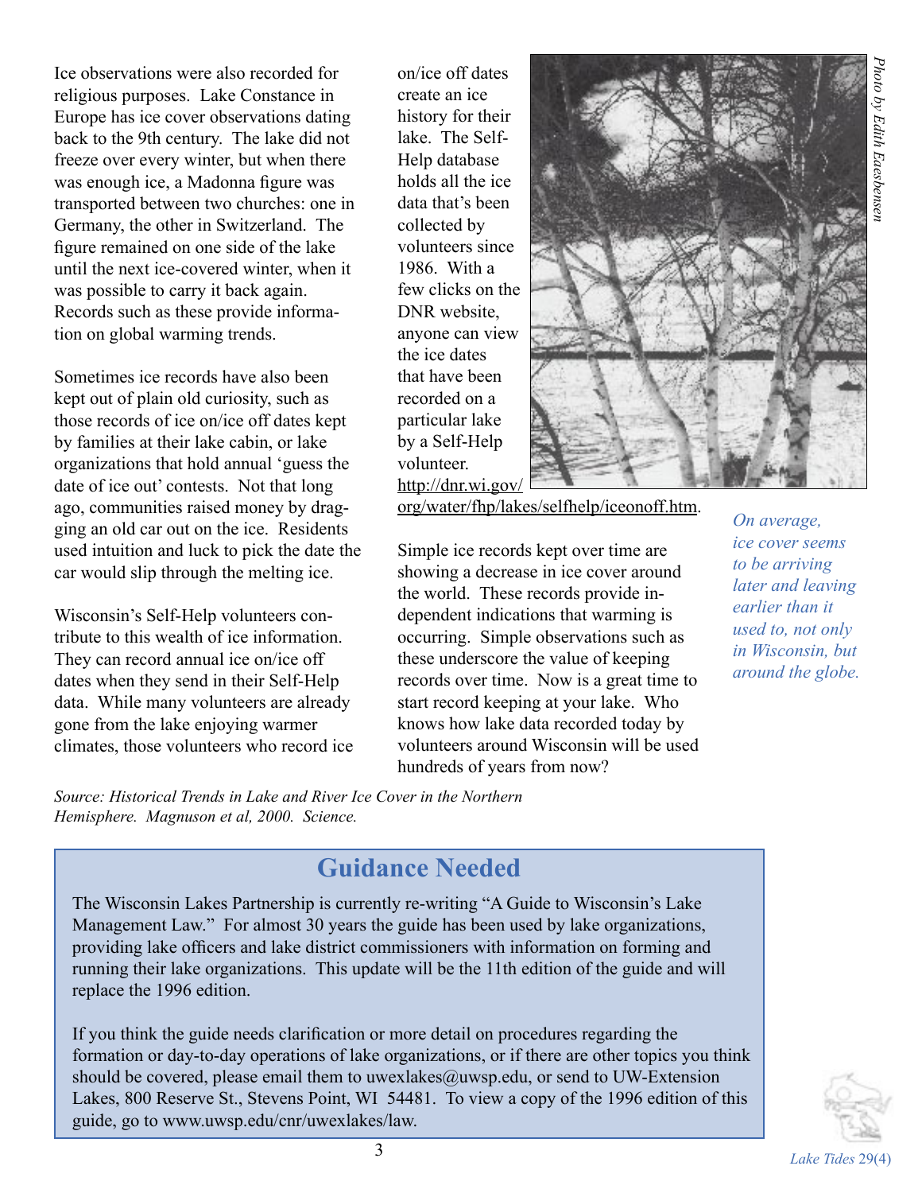Ice observations were also recorded for religious purposes. Lake Constance in Europe has ice cover observations dating back to the 9th century. The lake did not freeze over every winter, but when there was enough ice, a Madonna figure was transported between two churches: one in Germany, the other in Switzerland. The figure remained on one side of the lake until the next ice-covered winter, when it was possible to carry it back again. Records such as these provide information on global warming trends.

Sometimes ice records have also been kept out of plain old curiosity, such as those records of ice on/ice off dates kept by families at their lake cabin, or lake organizations that hold annual 'guess the date of ice out' contests. Not that long ago, communities raised money by dragging an old car out on the ice. Residents used intuition and luck to pick the date the car would slip through the melting ice.

Wisconsin's Self-Help volunteers contribute to this wealth of ice information. They can record annual ice on/ice off dates when they send in their Self-Help data. While many volunteers are already gone from the lake enjoying warmer climates, those volunteers who record ice on/ice off dates create an ice history for their lake. The Self-Help database holds all the ice data that's been collected by volunteers since 1986. With a few clicks on the DNR website, anyone can view the ice dates that have been recorded on a particular lake by a Self-Help volunteer. http://dnr.wi.gov/org/water/fhp/lakes/selfhelp/iceonoff.htm.

*Photo by Edith Eaesbensen*

Simple ice records kept over time are showing a decrease in ice cover around the world. These records provide independent indications that warming is occurring. Simple observations such as these underscore the value of keeping records over time. Now is a great time to start record keeping at your lake. Who knows how lake data recorded today by volunteers around Wisconsin will be used hundreds of years from now?

*On average, ice cover seems to be arriving later and leaving earlier than it used to, not only in Wisconsin, but around the globe.*

*Source: Historical Trends in Lake and River Ice Cover in the Northern Hemisphere. Magnuson et al, 2000. Science.*

## Guidance Needed

The Wisconsin Lakes Partnership is currently re-writing "A Guide to Wisconsin's Lake Management Law." For almost 30 years the guide has been used by lake organizations, providing lake officers and lake district commissioners with information on forming and running their lake organizations. This update will be the 11th edition of the guide and will replace the 1996 edition.

If you think the guide needs clarification or more detail on procedures regarding the formation or day-to-day operations of lake organizations, or if there are other topics you think should be covered, please email them to uwexlakes@uwsp.edu, or send to UW-Extension Lakes, 800 Reserve St., Stevens Point, WI 54481. To view a copy of the 1996 edition of this guide, go to www.uwsp.edu/cnr/uwexlakes/law.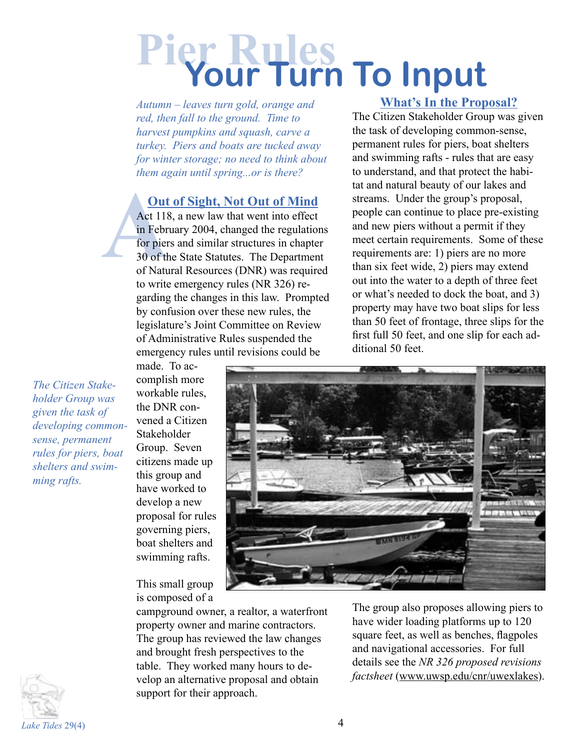# Pier Rules
# Your Turn To Input

*Autumn – leaves turn gold, orange and red, then fall to the ground. Time to harvest pumpkins and squash, carve a turkey. Piers and boats are tucked away for winter storage; no need to think about them again until spring...or is there?*

## Out of Sight, Not Out of Mind

Act 118, a new law that went into effect in February 2004, changed the regulations for piers and similar structures in chapter 30 of the State Statutes. The Department of Natural Resources (DNR) was required to write emergency rules (NR 326) regarding the changes in this law. Prompted by confusion over these new rules, the legislature's Joint Committee on Review of Administrative Rules suspended the emergency rules until revisions could be made. To accomplish more workable rules, the DNR convened a Citizen Stakeholder Group. Seven citizens made up this group and have worked to develop a new proposal for rules governing piers, boat shelters and swimming rafts.

*The Citizen Stakeholder Group was given the task of developing common-sense, permanent rules for piers, boat shelters and swimming rafts.*

This small group is composed of a campground owner, a realtor, a waterfront property owner and marine contractors. The group has reviewed the law changes and brought fresh perspectives to the table. They worked many hours to develop an alternative proposal and obtain support for their approach.

## What's In the Proposal?

The Citizen Stakeholder Group was given the task of developing common-sense, permanent rules for piers, boat shelters and swimming rafts - rules that are easy to understand, and that protect the habitat and natural beauty of our lakes and streams. Under the group's proposal, people can continue to place pre-existing and new piers without a permit if they meet certain requirements. Some of these requirements are: 1) piers are no more than six feet wide, 2) piers may extend out into the water to a depth of three feet or what's needed to dock the boat, and 3) property may have two boat slips for less than 50 feet of frontage, three slips for the first full 50 feet, and one slip for each additional 50 feet.

The group also proposes allowing piers to have wider loading platforms up to 120 square feet, as well as benches, flagpoles and navigational accessories. For full details see the *NR 326 proposed revisions factsheet* (www.uwsp.edu/cnr/uwexlakes).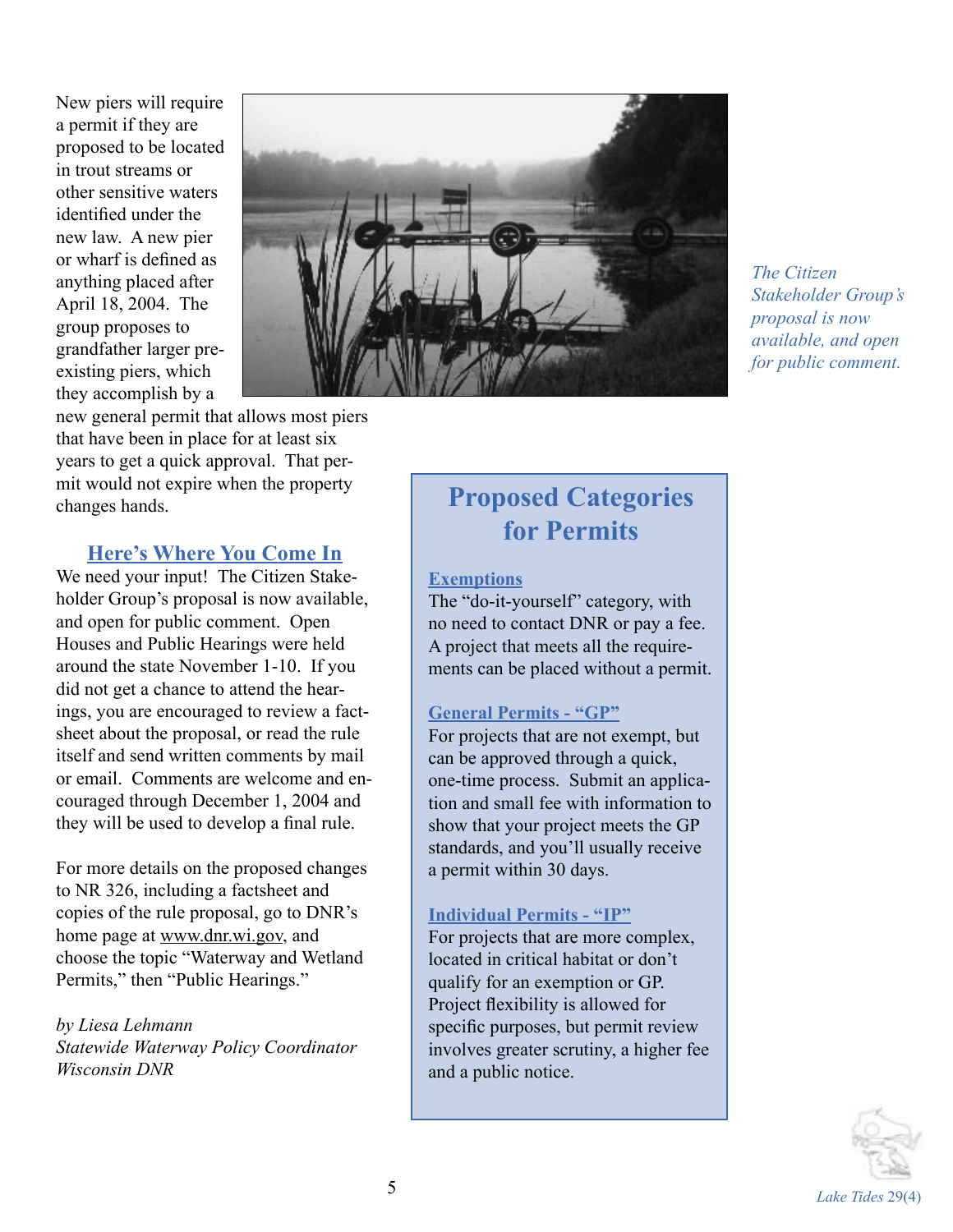New piers will require a permit if they are proposed to be located in trout streams or other sensitive waters identified under the new law. A new pier or wharf is defined as anything placed after April 18, 2004. The group proposes to grandfather larger pre-existing piers, which they accomplish by a new general permit that allows most piers that have been in place for at least six years to get a quick approval. That permit would not expire when the property changes hands.

*The Citizen Stakeholder Group's proposal is now available, and open for public comment.*

## Here's Where You Come In

We need your input! The Citizen Stakeholder Group's proposal is now available, and open for public comment. Open Houses and Public Hearings were held around the state November 1-10. If you did not get a chance to attend the hearings, you are encouraged to review a factsheet about the proposal, or read the rule itself and send written comments by mail or email. Comments are welcome and encouraged through December 1, 2004 and they will be used to develop a final rule.

For more details on the proposed changes to NR 326, including a factsheet and copies of the rule proposal, go to DNR's home page at www.dnr.wi.gov, and choose the topic "Waterway and Wetland Permits," then "Public Hearings."

*by Liesa Lehmann*
*Statewide Waterway Policy Coordinator*
*Wisconsin DNR*

## Proposed Categories for Permits

### Exemptions

The "do-it-yourself" category, with no need to contact DNR or pay a fee. A project that meets all the requirements can be placed without a permit.

### General Permits - "GP"

For projects that are not exempt, but can be approved through a quick, one-time process. Submit an application and small fee with information to show that your project meets the GP standards, and you'll usually receive a permit within 30 days.

### Individual Permits - "IP"

For projects that are more complex, located in critical habitat or don't qualify for an exemption or GP. Project flexibility is allowed for specific purposes, but permit review involves greater scrutiny, a higher fee and a public notice.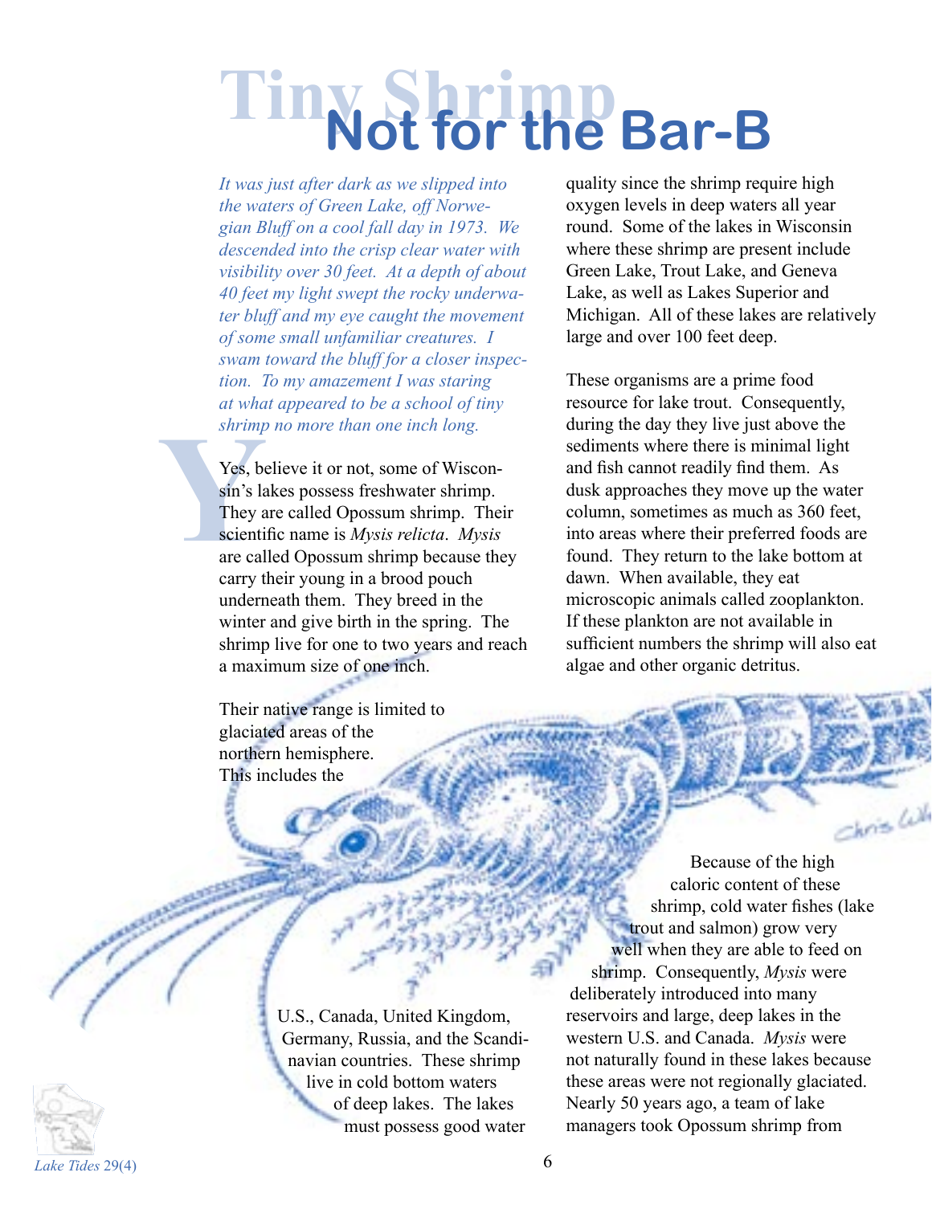# Tiny Shrimp Not for the Bar-B

*It was just after dark as we slipped into the waters of Green Lake, off Norwegian Bluff on a cool fall day in 1973. We descended into the crisp clear water with visibility over 30 feet. At a depth of about 40 feet my light swept the rocky underwater bluff and my eye caught the movement of some small unfamiliar creatures. I swam toward the bluff for a closer inspection. To my amazement I was staring at what appeared to be a school of tiny shrimp no more than one inch long.*

Yes, believe it or not, some of Wisconsin's lakes possess freshwater shrimp. They are called Opossum shrimp. Their scientific name is *Mysis relicta*. *Mysis* are called Opossum shrimp because they carry their young in a brood pouch underneath them. They breed in the winter and give birth in the spring. The shrimp live for one to two years and reach a maximum size of one inch.

Their native range is limited to glaciated areas of the northern hemisphere. This includes the U.S., Canada, United Kingdom, Germany, Russia, and the Scandinavian countries. These shrimp live in cold bottom waters of deep lakes. The lakes must possess good water quality since the shrimp require high oxygen levels in deep waters all year round. Some of the lakes in Wisconsin where these shrimp are present include Green Lake, Trout Lake, and Geneva Lake, as well as Lakes Superior and Michigan. All of these lakes are relatively large and over 100 feet deep.

These organisms are a prime food resource for lake trout. Consequently, during the day they live just above the sediments where there is minimal light and fish cannot readily find them. As dusk approaches they move up the water column, sometimes as much as 360 feet, into areas where their preferred foods are found. They return to the lake bottom at dawn. When available, they eat microscopic animals called zooplankton. If these plankton are not available in sufficient numbers the shrimp will also eat algae and other organic detritus.

Because of the high caloric content of these shrimp, cold water fishes (lake trout and salmon) grow very well when they are able to feed on shrimp. Consequently, *Mysis* were deliberately introduced into many reservoirs and large, deep lakes in the western U.S. and Canada. *Mysis* were not naturally found in these lakes because these areas were not regionally glaciated. Nearly 50 years ago, a team of lake managers took Opossum shrimp from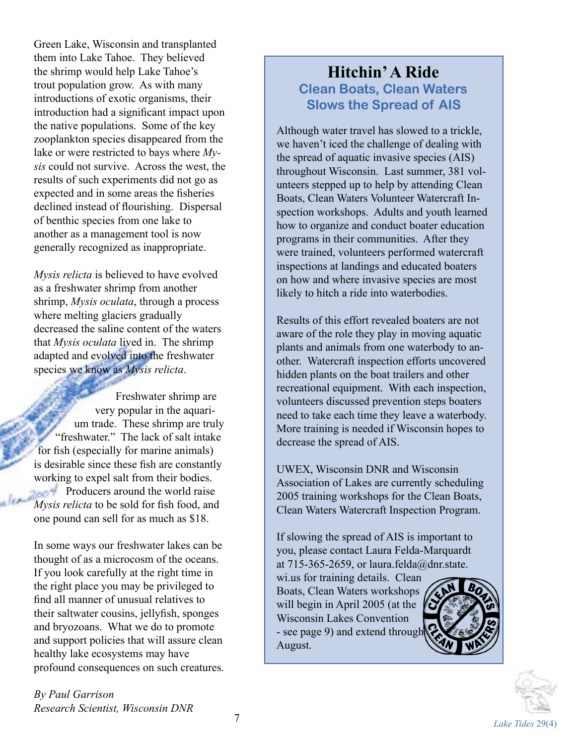Green Lake, Wisconsin and transplanted them into Lake Tahoe. They believed the shrimp would help Lake Tahoe's trout population grow. As with many introductions of exotic organisms, their introduction had a significant impact upon the native populations. Some of the key zooplankton species disappeared from the lake or were restricted to bays where *Mysis* could not survive. Across the west, the results of such experiments did not go as expected and in some areas the fisheries declined instead of flourishing. Dispersal of benthic species from one lake to another as a management tool is now generally recognized as inappropriate.

*Mysis relicta* is believed to have evolved as a freshwater shrimp from another shrimp, *Mysis oculata*, through a process where melting glaciers gradually decreased the saline content of the waters that *Mysis oculata* lived in. The shrimp adapted and evolved into the freshwater species we know as *Mysis relicta*.

Freshwater shrimp are very popular in the aquarium trade. These shrimp are truly "freshwater." The lack of salt intake for fish (especially for marine animals) is desirable since these fish are constantly working to expel salt from their bodies. Producers around the world raise *Mysis relicta* to be sold for fish food, and one pound can sell for as much as $18.

In some ways our freshwater lakes can be thought of as a microcosm of the oceans. If you look carefully at the right time in the right place you may be privileged to find all manner of unusual relatives to their saltwater cousins, jellyfish, sponges and bryozoans. What we do to promote and support policies that will assure clean healthy lake ecosystems may have profound consequences on such creatures.

*By Paul Garrison*
*Research Scientist, Wisconsin DNR*

## Hitchin' A Ride

### Clean Boats, Clean Waters Slows the Spread of AIS

Although water travel has slowed to a trickle, we haven't iced the challenge of dealing with the spread of aquatic invasive species (AIS) throughout Wisconsin. Last summer, 381 volunteers stepped up to help by attending Clean Boats, Clean Waters Volunteer Watercraft Inspection workshops. Adults and youth learned how to organize and conduct boater education programs in their communities. After they were trained, volunteers performed watercraft inspections at landings and educated boaters on how and where invasive species are most likely to hitch a ride into waterbodies.

Results of this effort revealed boaters are not aware of the role they play in moving aquatic plants and animals from one waterbody to another. Watercraft inspection efforts uncovered hidden plants on the boat trailers and other recreational equipment. With each inspection, volunteers discussed prevention steps boaters need to take each time they leave a waterbody. More training is needed if Wisconsin hopes to decrease the spread of AIS.

UWEX, Wisconsin DNR and Wisconsin Association of Lakes are currently scheduling 2005 training workshops for the Clean Boats, Clean Waters Watercraft Inspection Program.

If slowing the spread of AIS is important to you, please contact Laura Felda-Marquardt at 715-365-2659, or laura.felda@dnr.state.wi.us for training details. Clean Boats, Clean Waters workshops will begin in April 2005 (at the Wisconsin Lakes Convention - see page 9) and extend through August.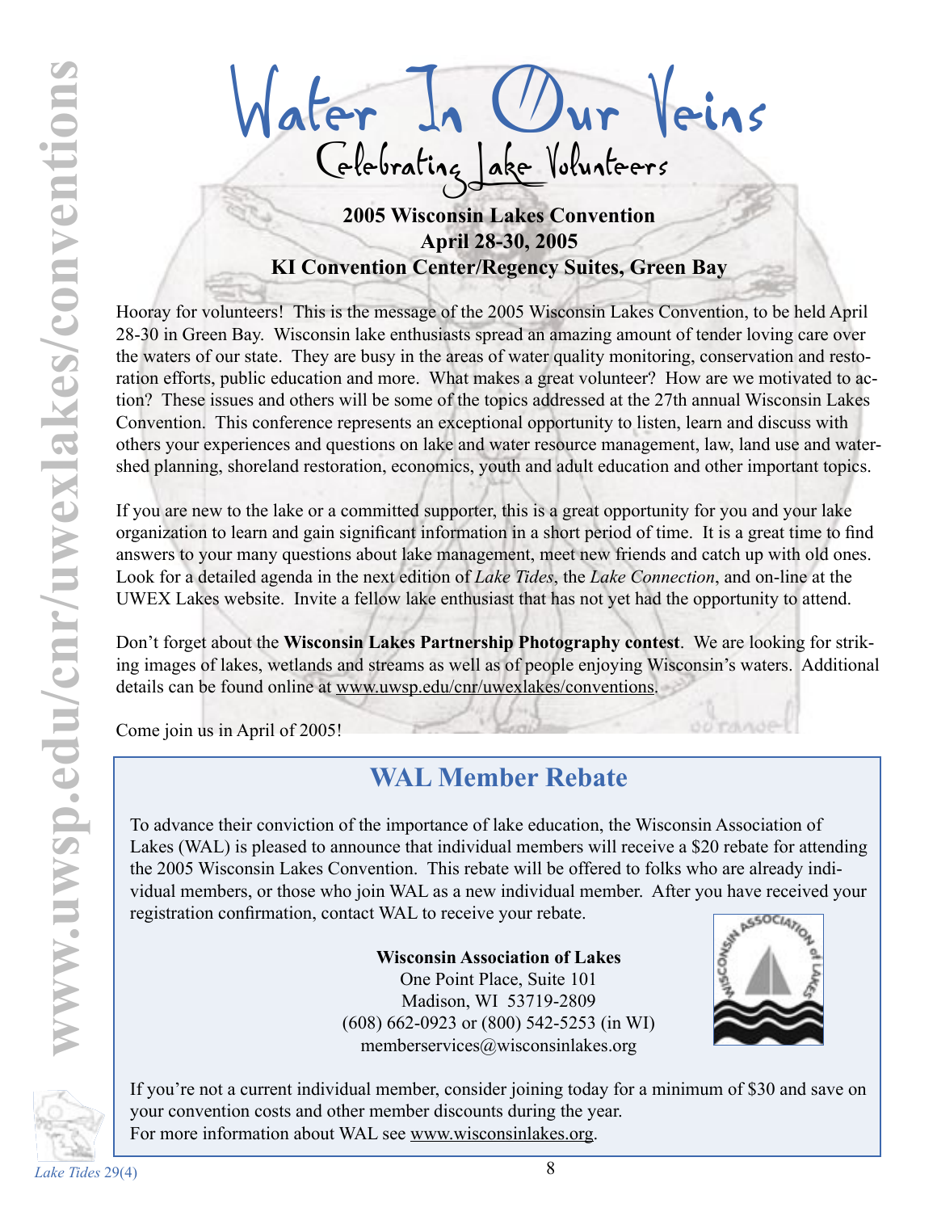# Water In Our Veins

## Celebrating Lake Volunteers

**2005 Wisconsin Lakes Convention**
**April 28-30, 2005**
**KI Convention Center/Regency Suites, Green Bay**

Hooray for volunteers! This is the message of the 2005 Wisconsin Lakes Convention, to be held April 28-30 in Green Bay. Wisconsin lake enthusiasts spread an amazing amount of tender loving care over the waters of our state. They are busy in the areas of water quality monitoring, conservation and restoration efforts, public education and more. What makes a great volunteer? How are we motivated to action? These issues and others will be some of the topics addressed at the 27th annual Wisconsin Lakes Convention. This conference represents an exceptional opportunity to listen, learn and discuss with others your experiences and questions on lake and water resource management, law, land use and watershed planning, shoreland restoration, economics, youth and adult education and other important topics.

If you are new to the lake or a committed supporter, this is a great opportunity for you and your lake organization to learn and gain significant information in a short period of time. It is a great time to find answers to your many questions about lake management, meet new friends and catch up with old ones. Look for a detailed agenda in the next edition of *Lake Tides*, the *Lake Connection*, and on-line at the UWEX Lakes website. Invite a fellow lake enthusiast that has not yet had the opportunity to attend.

Don't forget about the **Wisconsin Lakes Partnership Photography contest**. We are looking for striking images of lakes, wetlands and streams as well as of people enjoying Wisconsin's waters. Additional details can be found online at www.uwsp.edu/cnr/uwexlakes/conventions.

Come join us in April of 2005!

## WAL Member Rebate

To advance their conviction of the importance of lake education, the Wisconsin Association of Lakes (WAL) is pleased to announce that individual members will receive a $20 rebate for attending the 2005 Wisconsin Lakes Convention. This rebate will be offered to folks who are already individual members, or those who join WAL as a new individual member. After you have received your registration confirmation, contact WAL to receive your rebate.

**Wisconsin Association of Lakes**
One Point Place, Suite 101
Madison, WI 53719-2809
(608) 662-0923 or (800) 542-5253 (in WI)
memberservices@wisconsinlakes.org

If you're not a current individual member, consider joining today for a minimum of $30 and save on your convention costs and other member discounts during the year.
For more information about WAL see www.wisconsinlakes.org.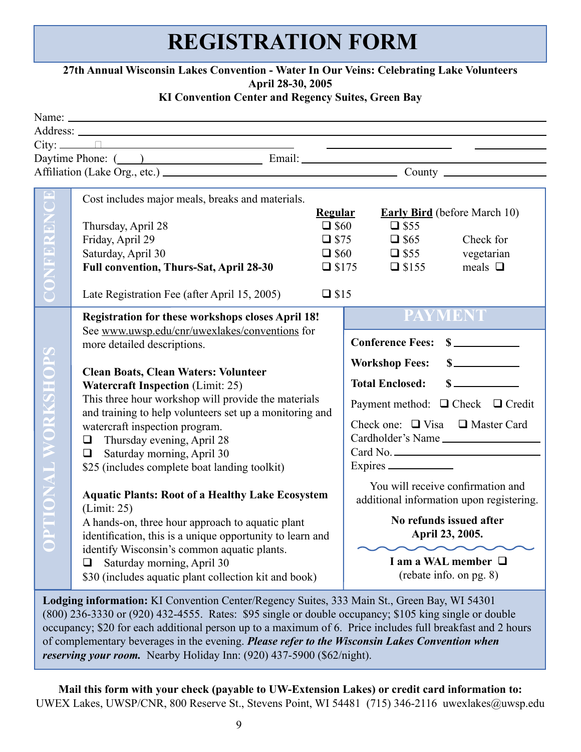# REGISTRATION FORM

**27th Annual Wisconsin Lakes Convention - Water In Our Veins: Celebrating Lake Volunteers**
**April 28-30, 2005**
**KI Convention Center and Regency Suites, Green Bay**

Name: ______________________________________________

Address: ______________________________________________

City: ______________________ ______________ ________

Daytime Phone: (____) ______________ Email: ______________________

Affiliation (Lake Org., etc.) ______________________ County ______________

## CONFERENCE

Cost includes major meals, breaks and materials.

| | Regular | Early Bird (before March 10) | |
|---|---|---|---|
| Thursday, April 28 | ❑ $60 | ❑ $55 | |
| Friday, April 29 | ❑ $75 | ❑ $65 | Check for |
| Saturday, April 30 | ❑ $60 | ❑ $55 | vegetarian |
| **Full convention, Thurs-Sat, April 28-30** | ❑ $175 | ❑ $155 | meals ❑ |
| Late Registration Fee (after April 15, 2005) | ❑ $15 | | |

## OPTIONAL WORKSHOPS

**Registration for these workshops closes April 18!** See www.uwsp.edu/cnr/uwexlakes/conventions for more detailed descriptions.

**Clean Boats, Clean Waters: Volunteer Watercraft Inspection** (Limit: 25)
This three hour workshop will provide the materials and training to help volunteers set up a monitoring and watercraft inspection program.

- ❑ Thursday evening, April 28
- ❑ Saturday morning, April 30

$25 (includes complete boat landing toolkit)

**Aquatic Plants: Root of a Healthy Lake Ecosystem** (Limit: 25)
A hands-on, three hour approach to aquatic plant identification, this is a unique opportunity to learn and identify Wisconsin's common aquatic plants.

- ❑ Saturday morning, April 30

$30 (includes aquatic plant collection kit and book)

## PAYMENT

**Conference Fees: $** ____________

**Workshop Fees: $** ____________

**Total Enclosed: $** ____________

Payment method: ❑ Check ❑ Credit

Check one: ❑ Visa ❑ Master Card

Cardholder's Name ______________

Card No. ______________

Expires ____________

You will receive confirmation and additional information upon registering.

**No refunds issued after April 23, 2005.**

**I am a WAL member ❑**
(rebate info. on pg. 8)

**Lodging information:** KI Convention Center/Regency Suites, 333 Main St., Green Bay, WI 54301 (800) 236-3330 or (920) 432-4555. Rates: $95 single or double occupancy; $105 king single or double occupancy; $20 for each additional person up to a maximum of 6. Price includes full breakfast and 2 hours of complementary beverages in the evening. ***Please refer to the Wisconsin Lakes Convention when reserving your room.*** Nearby Holiday Inn: (920) 437-5900 ($62/night).

**Mail this form with your check (payable to UW-Extension Lakes) or credit card information to:**
UWEX Lakes, UWSP/CNR, 800 Reserve St., Stevens Point, WI 54481 (715) 346-2116 uwexlakes@uwsp.edu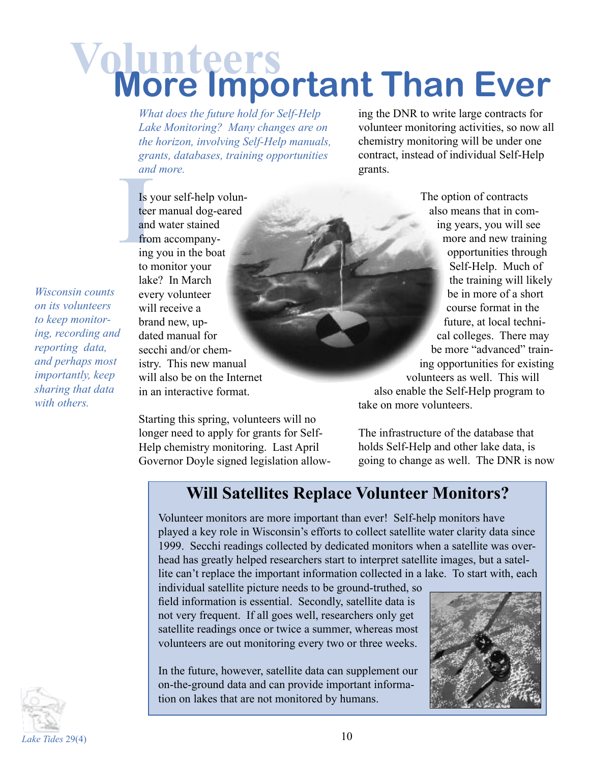# Volunteers More Important Than Ever

*What does the future hold for Self-Help Lake Monitoring? Many changes are on the horizon, involving Self-Help manuals, grants, databases, training opportunities and more.*

*Wisconsin counts on its volunteers to keep monitoring, recording and reporting data, and perhaps most importantly, keep sharing that data with others.*

Is your self-help volunteer manual dog-eared and water stained from accompanying you in the boat to monitor your lake? In March every volunteer will receive a brand new, updated manual for secchi and/or chemistry. This new manual will also be on the Internet in an interactive format.

Starting this spring, volunteers will no longer need to apply for grants for Self-Help chemistry monitoring. Last April Governor Doyle signed legislation allowing the DNR to write large contracts for volunteer monitoring activities, so now all chemistry monitoring will be under one contract, instead of individual Self-Help grants.

The option of contracts also means that in coming years, you will see more and new training opportunities through Self-Help. Much of the training will likely be in more of a short course format in the future, at local technical colleges. There may be more "advanced" training opportunities for existing volunteers as well. This will also enable the Self-Help program to take on more volunteers.

The infrastructure of the database that holds Self-Help and other lake data, is going to change as well. The DNR is now

## Will Satellites Replace Volunteer Monitors?

Volunteer monitors are more important than ever! Self-help monitors have played a key role in Wisconsin's efforts to collect satellite water clarity data since 1999. Secchi readings collected by dedicated monitors when a satellite was overhead has greatly helped researchers start to interpret satellite images, but a satellite can't replace the important information collected in a lake. To start with, each individual satellite picture needs to be ground-truthed, so field information is essential. Secondly, satellite data is not very frequent. If all goes well, researchers only get satellite readings once or twice a summer, whereas most volunteers are out monitoring every two or three weeks.

In the future, however, satellite data can supplement our on-the-ground data and can provide important information on lakes that are not monitored by humans.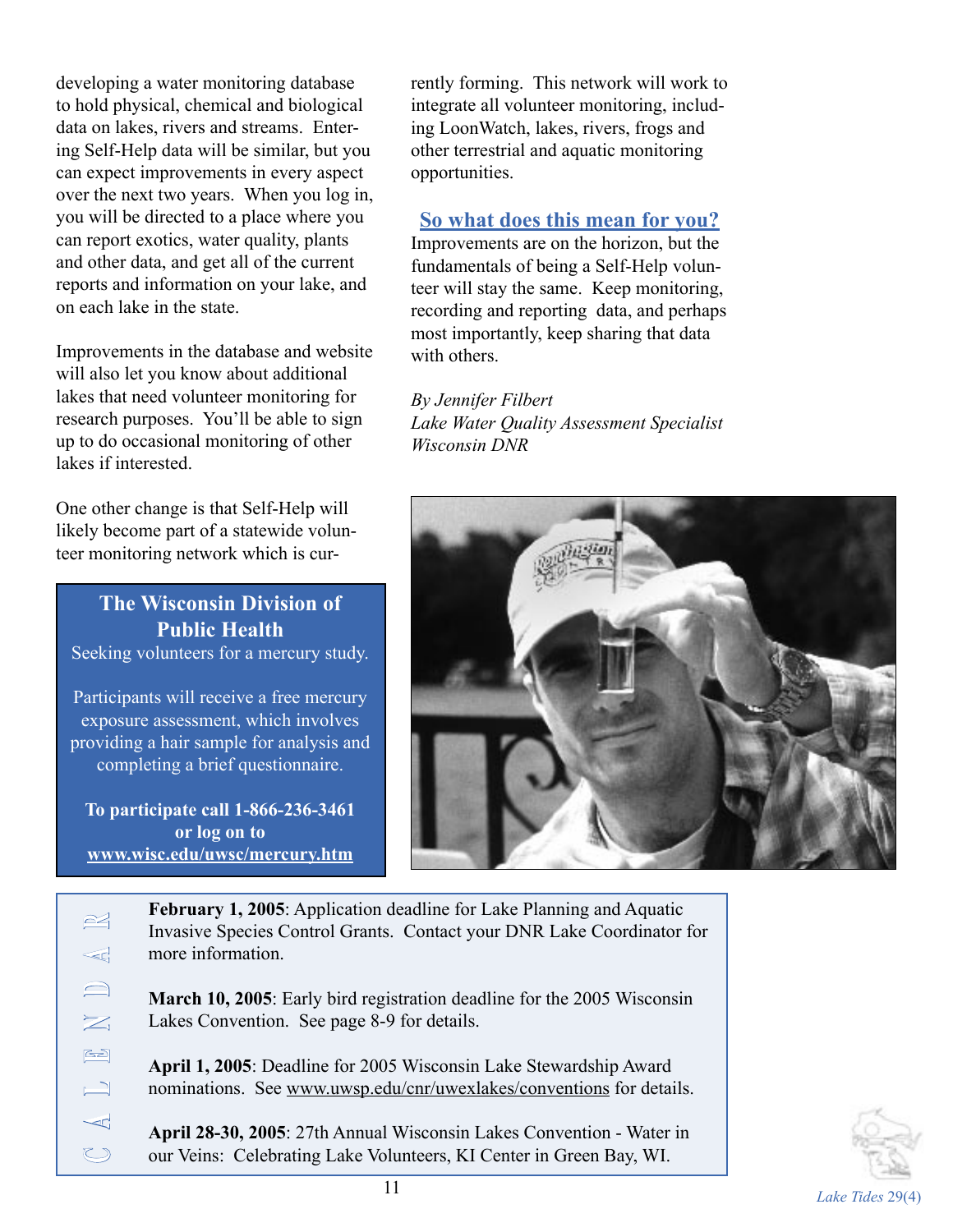developing a water monitoring database to hold physical, chemical and biological data on lakes, rivers and streams. Entering Self-Help data will be similar, but you can expect improvements in every aspect over the next two years. When you log in, you will be directed to a place where you can report exotics, water quality, plants and other data, and get all of the current reports and information on your lake, and on each lake in the state.

Improvements in the database and website will also let you know about additional lakes that need volunteer monitoring for research purposes. You'll be able to sign up to do occasional monitoring of other lakes if interested.

One other change is that Self-Help will likely become part of a statewide volunteer monitoring network which is currently forming. This network will work to integrate all volunteer monitoring, including LoonWatch, lakes, rivers, frogs and other terrestrial and aquatic monitoring opportunities.

## So what does this mean for you?

Improvements are on the horizon, but the fundamentals of being a Self-Help volunteer will stay the same. Keep monitoring, recording and reporting data, and perhaps most importantly, keep sharing that data with others.

*By Jennifer Filbert*
*Lake Water Quality Assessment Specialist*
*Wisconsin DNR*

---

**The Wisconsin Division of Public Health**

Seeking volunteers for a mercury study.

Participants will receive a free mercury exposure assessment, which involves providing a hair sample for analysis and completing a brief questionnaire.

**To participate call 1-866-236-3461 or log on to www.wisc.edu/uwsc/mercury.htm**

---

## CALENDAR

**February 1, 2005**: Application deadline for Lake Planning and Aquatic Invasive Species Control Grants. Contact your DNR Lake Coordinator for more information.

**March 10, 2005**: Early bird registration deadline for the 2005 Wisconsin Lakes Convention. See page 8-9 for details.

**April 1, 2005**: Deadline for 2005 Wisconsin Lake Stewardship Award nominations. See www.uwsp.edu/cnr/uwexlakes/conventions for details.

**April 28-30, 2005**: 27th Annual Wisconsin Lakes Convention - Water in our Veins: Celebrating Lake Volunteers, KI Center in Green Bay, WI.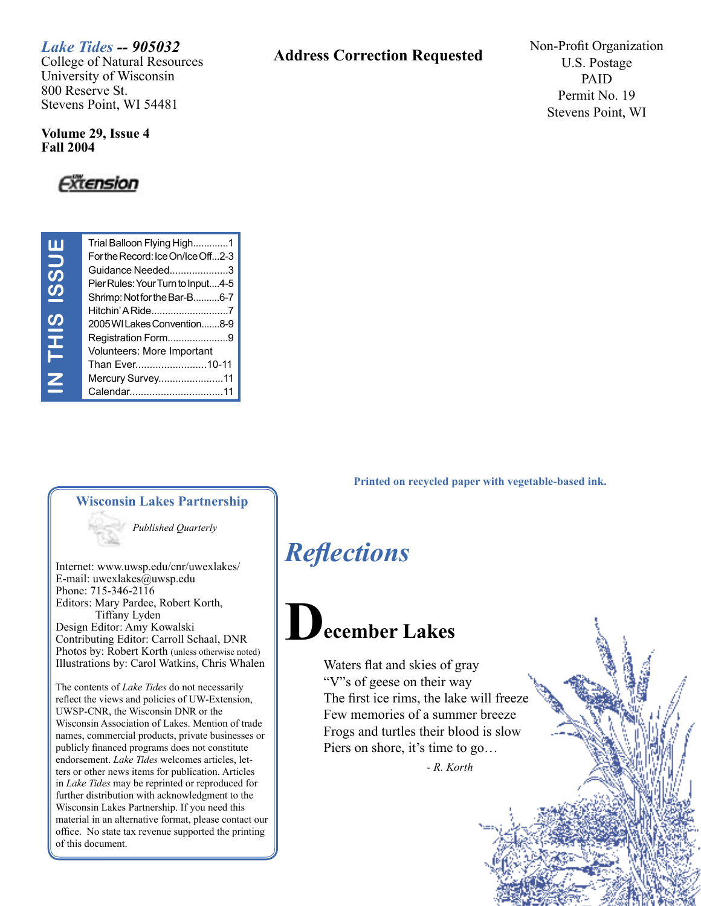*Lake Tides* -- *905032*
College of Natural Resources
University of Wisconsin
800 Reserve St.
Stevens Point, WI 54481

**Address Correction Requested**

Non-Profit Organization
U.S. Postage
PAID
Permit No. 19
Stevens Point, WI

**Volume 29, Issue 4**
**Fall 2004**

## IN THIS ISSUE

- Trial Balloon Flying High............1
- For the Record: Ice On/Ice Off...2-3
- Guidance Needed....................3
- Pier Rules: Your Turn to Input....4-5
- Shrimp: Not for the Bar-B..........6-7
- Hitchin' A Ride...........................7
- 2005 WI Lakes Convention.......8-9
- Registration Form.....................9
- Volunteers: More Important Than Ever.........................10-11
- Mercury Survey.......................11
- Calendar.................................11

### Wisconsin Lakes Partnership

*Published Quarterly*

Internet: www.uwsp.edu/cnr/uwexlakes/
E-mail: uwexlakes@uwsp.edu
Phone: 715-346-2116
Editors: Mary Pardee, Robert Korth, Tiffany Lyden
Design Editor: Amy Kowalski
Contributing Editor: Carroll Schaal, DNR
Photos by: Robert Korth (unless otherwise noted)
Illustrations by: Carol Watkins, Chris Whalen

The contents of *Lake Tides* do not necessarily reflect the views and policies of UW-Extension, UWSP-CNR, the Wisconsin DNR or the Wisconsin Association of Lakes. Mention of trade names, commercial products, private businesses or publicly financed programs does not constitute endorsement. *Lake Tides* welcomes articles, letters or other news items for publication. Articles in *Lake Tides* may be reprinted or reproduced for further distribution with acknowledgment to the Wisconsin Lakes Partnership. If you need this material in an alternative format, please contact our office. No state tax revenue supported the printing of this document.

**Printed on recycled paper with vegetable-based ink.**

# *Reflections*

## December Lakes

Waters flat and skies of gray
"V"s of geese on their way
The first ice rims, the lake will freeze
Few memories of a summer breeze
Frogs and turtles their blood is slow
Piers on shore, it's time to go…

*- R. Korth*